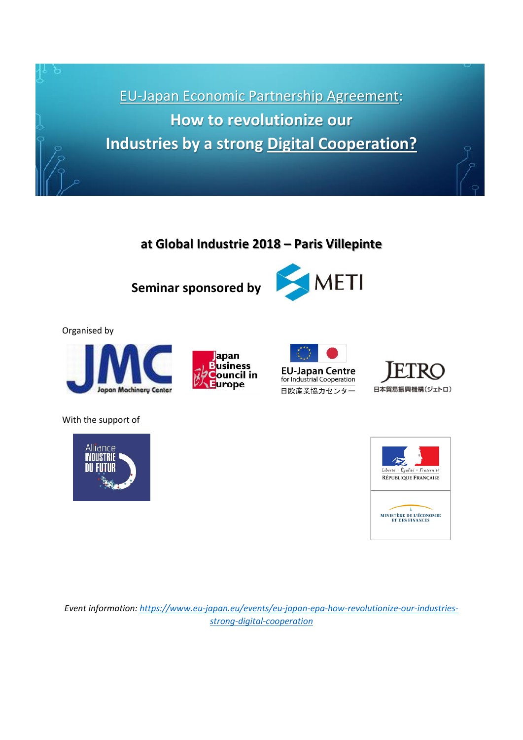# EU-Japan Economic Partnership Agreement: How to revolutionize our Industries by a strong Digital Cooperation?

## at Global Industrie 2018 – Paris Villepinte

**Seminar sponsored by** METI

Organised by

Japan Machinery Center

Japan Business Council in Europe

EU-Japan Centre for Industrial Cooperation
日欧産業協力センター

JETRO
日本貿易振興機構(ジェトロ)

With the support of

Alliance Industrie du Futur

Liberté • Égalité • Fraternité
République Française

Ministère de l'Économie et des Finances

*Event information: https://www.eu-japan.eu/events/eu-japan-epa-how-revolutionize-our-industries-strong-digital-cooperation*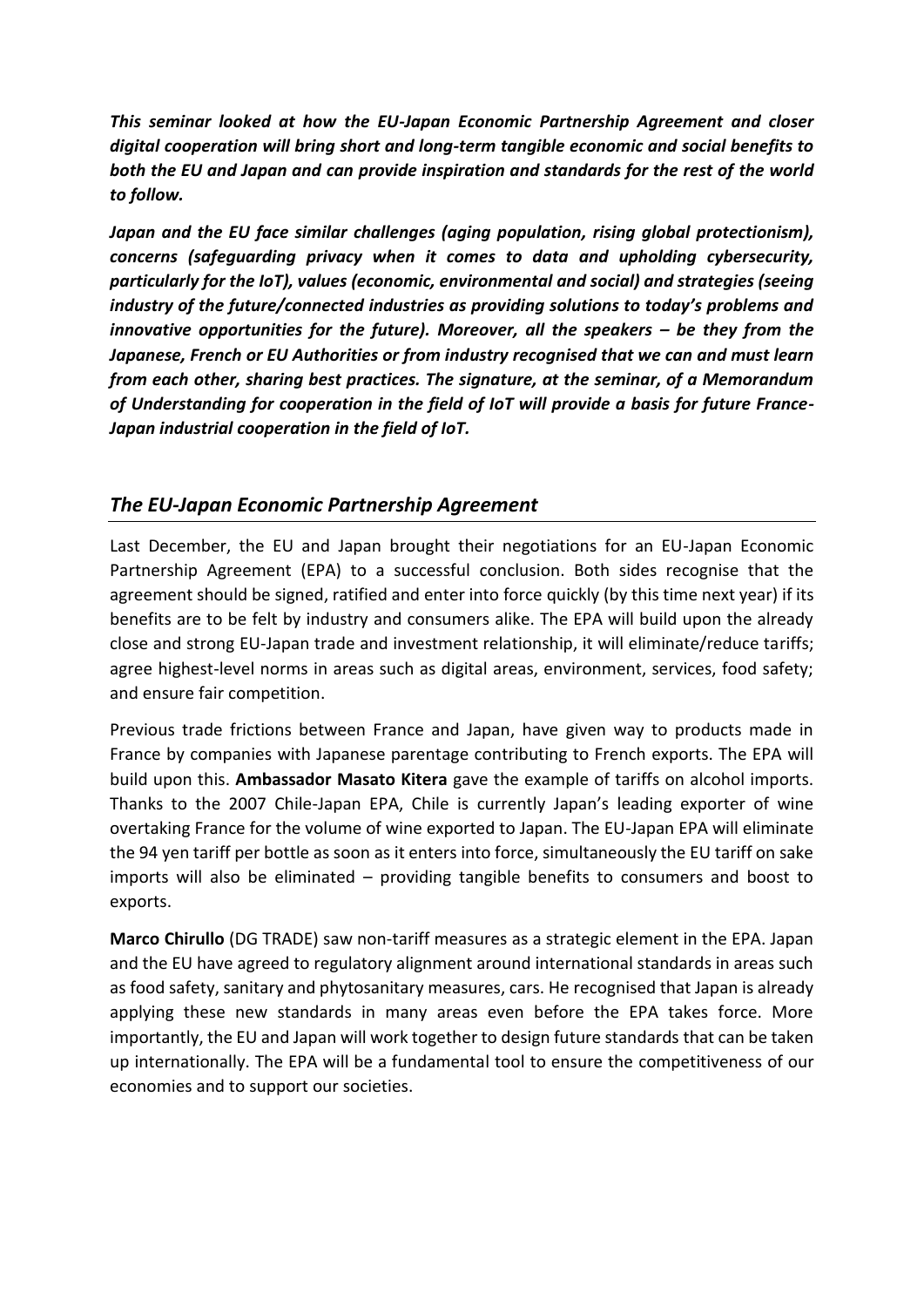***This seminar looked at how the EU-Japan Economic Partnership Agreement and closer digital cooperation will bring short and long-term tangible economic and social benefits to both the EU and Japan and can provide inspiration and standards for the rest of the world to follow.***

***Japan and the EU face similar challenges (aging population, rising global protectionism), concerns (safeguarding privacy when it comes to data and upholding cybersecurity, particularly for the IoT), values (economic, environmental and social) and strategies (seeing industry of the future/connected industries as providing solutions to today's problems and innovative opportunities for the future). Moreover, all the speakers – be they from the Japanese, French or EU Authorities or from industry recognised that we can and must learn from each other, sharing best practices. The signature, at the seminar, of a Memorandum of Understanding for cooperation in the field of IoT will provide a basis for future France-Japan industrial cooperation in the field of IoT.***

## *The EU-Japan Economic Partnership Agreement*

Last December, the EU and Japan brought their negotiations for an EU-Japan Economic Partnership Agreement (EPA) to a successful conclusion. Both sides recognise that the agreement should be signed, ratified and enter into force quickly (by this time next year) if its benefits are to be felt by industry and consumers alike. The EPA will build upon the already close and strong EU-Japan trade and investment relationship, it will eliminate/reduce tariffs; agree highest-level norms in areas such as digital areas, environment, services, food safety; and ensure fair competition.

Previous trade frictions between France and Japan, have given way to products made in France by companies with Japanese parentage contributing to French exports. The EPA will build upon this. **Ambassador Masato Kitera** gave the example of tariffs on alcohol imports. Thanks to the 2007 Chile-Japan EPA, Chile is currently Japan's leading exporter of wine overtaking France for the volume of wine exported to Japan. The EU-Japan EPA will eliminate the 94 yen tariff per bottle as soon as it enters into force, simultaneously the EU tariff on sake imports will also be eliminated – providing tangible benefits to consumers and boost to exports.

**Marco Chirullo** (DG TRADE) saw non-tariff measures as a strategic element in the EPA. Japan and the EU have agreed to regulatory alignment around international standards in areas such as food safety, sanitary and phytosanitary measures, cars. He recognised that Japan is already applying these new standards in many areas even before the EPA takes force. More importantly, the EU and Japan will work together to design future standards that can be taken up internationally. The EPA will be a fundamental tool to ensure the competitiveness of our economies and to support our societies.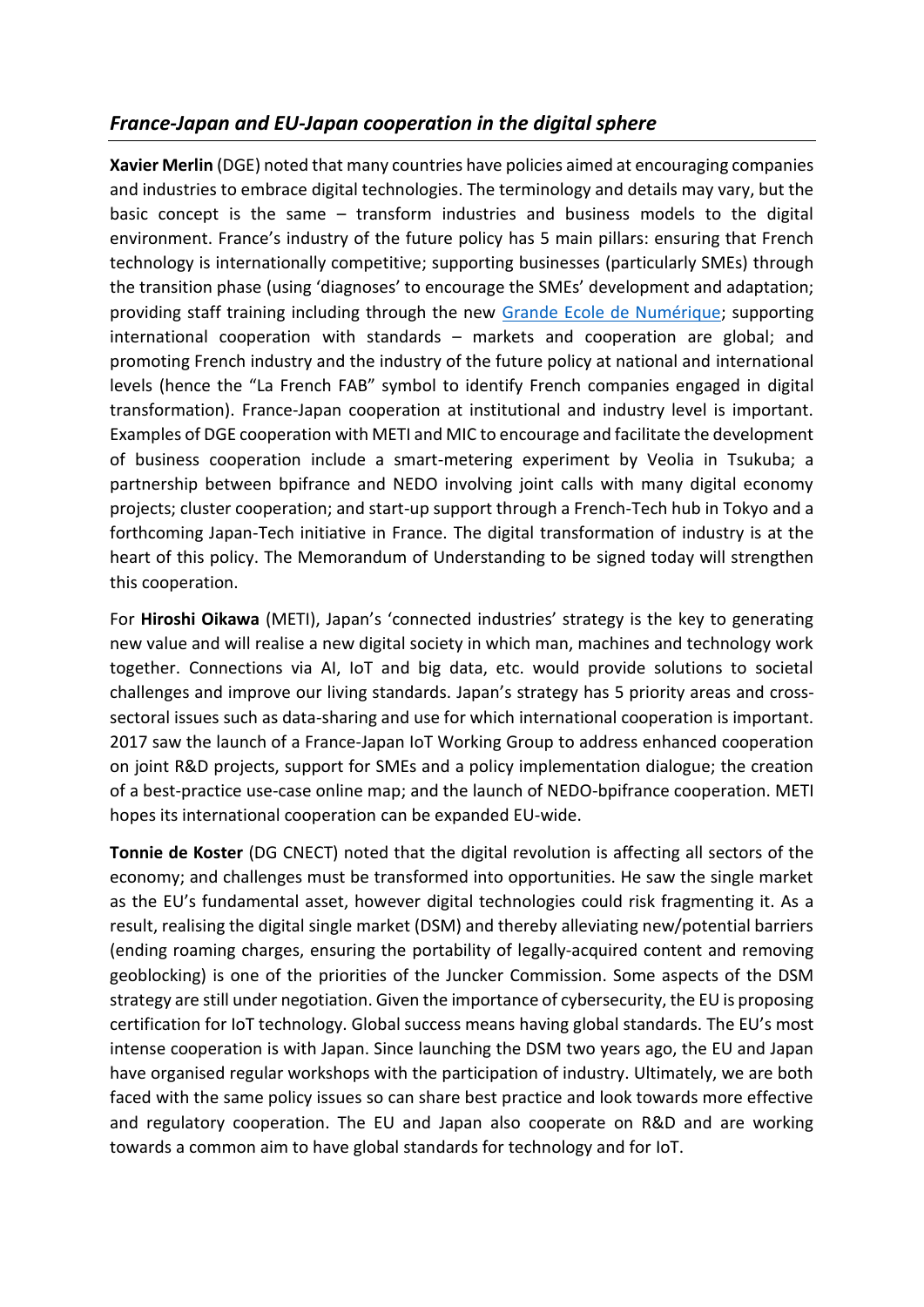## *France-Japan and EU-Japan cooperation in the digital sphere*

**Xavier Merlin** (DGE) noted that many countries have policies aimed at encouraging companies and industries to embrace digital technologies. The terminology and details may vary, but the basic concept is the same – transform industries and business models to the digital environment. France's industry of the future policy has 5 main pillars: ensuring that French technology is internationally competitive; supporting businesses (particularly SMEs) through the transition phase (using 'diagnoses' to encourage the SMEs' development and adaptation; providing staff training including through the new Grande Ecole de Numérique; supporting international cooperation with standards – markets and cooperation are global; and promoting French industry and the industry of the future policy at national and international levels (hence the "La French FAB" symbol to identify French companies engaged in digital transformation). France-Japan cooperation at institutional and industry level is important. Examples of DGE cooperation with METI and MIC to encourage and facilitate the development of business cooperation include a smart-metering experiment by Veolia in Tsukuba; a partnership between bpifrance and NEDO involving joint calls with many digital economy projects; cluster cooperation; and start-up support through a French-Tech hub in Tokyo and a forthcoming Japan-Tech initiative in France. The digital transformation of industry is at the heart of this policy. The Memorandum of Understanding to be signed today will strengthen this cooperation.

For **Hiroshi Oikawa** (METI), Japan's 'connected industries' strategy is the key to generating new value and will realise a new digital society in which man, machines and technology work together. Connections via AI, IoT and big data, etc. would provide solutions to societal challenges and improve our living standards. Japan's strategy has 5 priority areas and cross-sectoral issues such as data-sharing and use for which international cooperation is important. 2017 saw the launch of a France-Japan IoT Working Group to address enhanced cooperation on joint R&D projects, support for SMEs and a policy implementation dialogue; the creation of a best-practice use-case online map; and the launch of NEDO-bpifrance cooperation. METI hopes its international cooperation can be expanded EU-wide.

**Tonnie de Koster** (DG CNECT) noted that the digital revolution is affecting all sectors of the economy; and challenges must be transformed into opportunities. He saw the single market as the EU's fundamental asset, however digital technologies could risk fragmenting it. As a result, realising the digital single market (DSM) and thereby alleviating new/potential barriers (ending roaming charges, ensuring the portability of legally-acquired content and removing geoblocking) is one of the priorities of the Juncker Commission. Some aspects of the DSM strategy are still under negotiation. Given the importance of cybersecurity, the EU is proposing certification for IoT technology. Global success means having global standards. The EU's most intense cooperation is with Japan. Since launching the DSM two years ago, the EU and Japan have organised regular workshops with the participation of industry. Ultimately, we are both faced with the same policy issues so can share best practice and look towards more effective and regulatory cooperation. The EU and Japan also cooperate on R&D and are working towards a common aim to have global standards for technology and for IoT.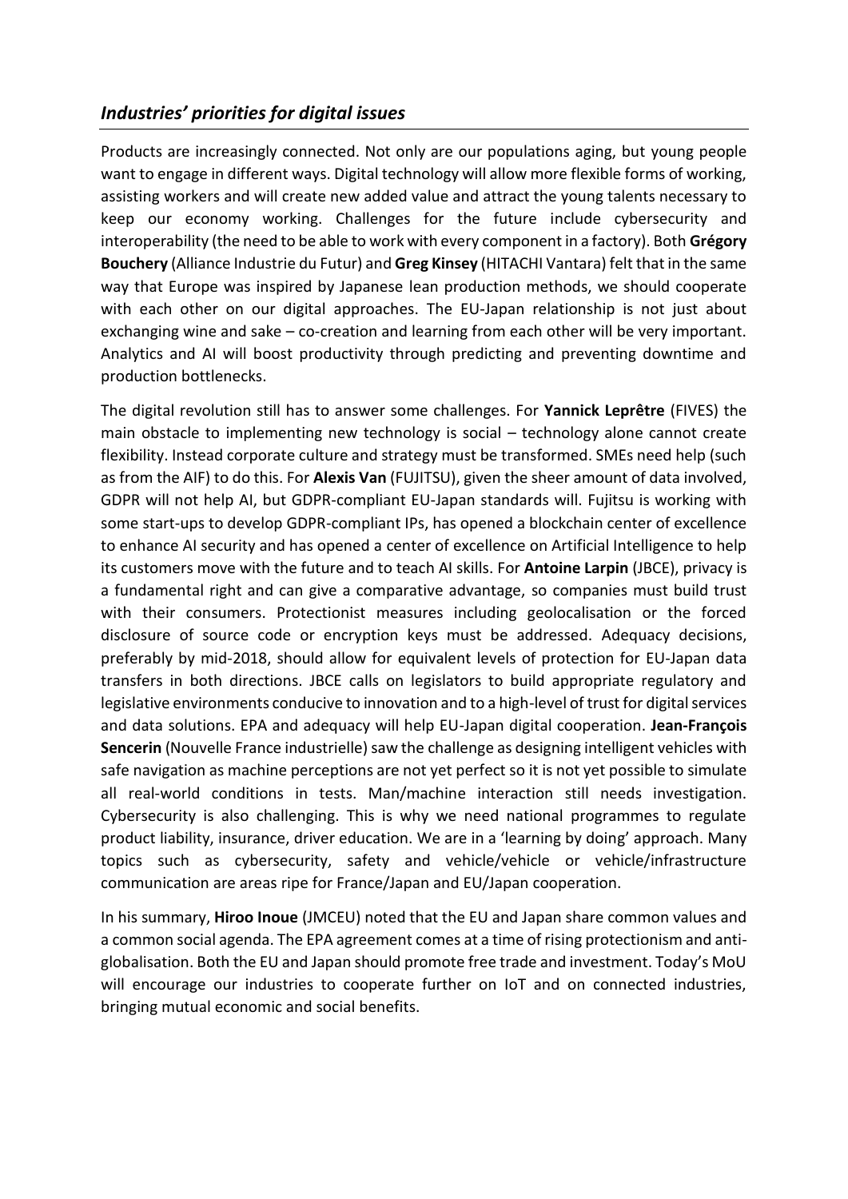## *Industries' priorities for digital issues*

Products are increasingly connected. Not only are our populations aging, but young people want to engage in different ways. Digital technology will allow more flexible forms of working, assisting workers and will create new added value and attract the young talents necessary to keep our economy working. Challenges for the future include cybersecurity and interoperability (the need to be able to work with every component in a factory). Both **Grégory Bouchery** (Alliance Industrie du Futur) and **Greg Kinsey** (HITACHI Vantara) felt that in the same way that Europe was inspired by Japanese lean production methods, we should cooperate with each other on our digital approaches. The EU-Japan relationship is not just about exchanging wine and sake – co-creation and learning from each other will be very important. Analytics and AI will boost productivity through predicting and preventing downtime and production bottlenecks.

The digital revolution still has to answer some challenges. For **Yannick Leprêtre** (FIVES) the main obstacle to implementing new technology is social – technology alone cannot create flexibility. Instead corporate culture and strategy must be transformed. SMEs need help (such as from the AIF) to do this. For **Alexis Van** (FUJITSU), given the sheer amount of data involved, GDPR will not help AI, but GDPR-compliant EU-Japan standards will. Fujitsu is working with some start-ups to develop GDPR-compliant IPs, has opened a blockchain center of excellence to enhance AI security and has opened a center of excellence on Artificial Intelligence to help its customers move with the future and to teach AI skills. For **Antoine Larpin** (JBCE), privacy is a fundamental right and can give a comparative advantage, so companies must build trust with their consumers. Protectionist measures including geolocalisation or the forced disclosure of source code or encryption keys must be addressed. Adequacy decisions, preferably by mid-2018, should allow for equivalent levels of protection for EU-Japan data transfers in both directions. JBCE calls on legislators to build appropriate regulatory and legislative environments conducive to innovation and to a high-level of trust for digital services and data solutions. EPA and adequacy will help EU-Japan digital cooperation. **Jean-François Sencerin** (Nouvelle France industrielle) saw the challenge as designing intelligent vehicles with safe navigation as machine perceptions are not yet perfect so it is not yet possible to simulate all real-world conditions in tests. Man/machine interaction still needs investigation. Cybersecurity is also challenging. This is why we need national programmes to regulate product liability, insurance, driver education. We are in a 'learning by doing' approach. Many topics such as cybersecurity, safety and vehicle/vehicle or vehicle/infrastructure communication are areas ripe for France/Japan and EU/Japan cooperation.

In his summary, **Hiroo Inoue** (JMCEU) noted that the EU and Japan share common values and a common social agenda. The EPA agreement comes at a time of rising protectionism and anti-globalisation. Both the EU and Japan should promote free trade and investment. Today's MoU will encourage our industries to cooperate further on IoT and on connected industries, bringing mutual economic and social benefits.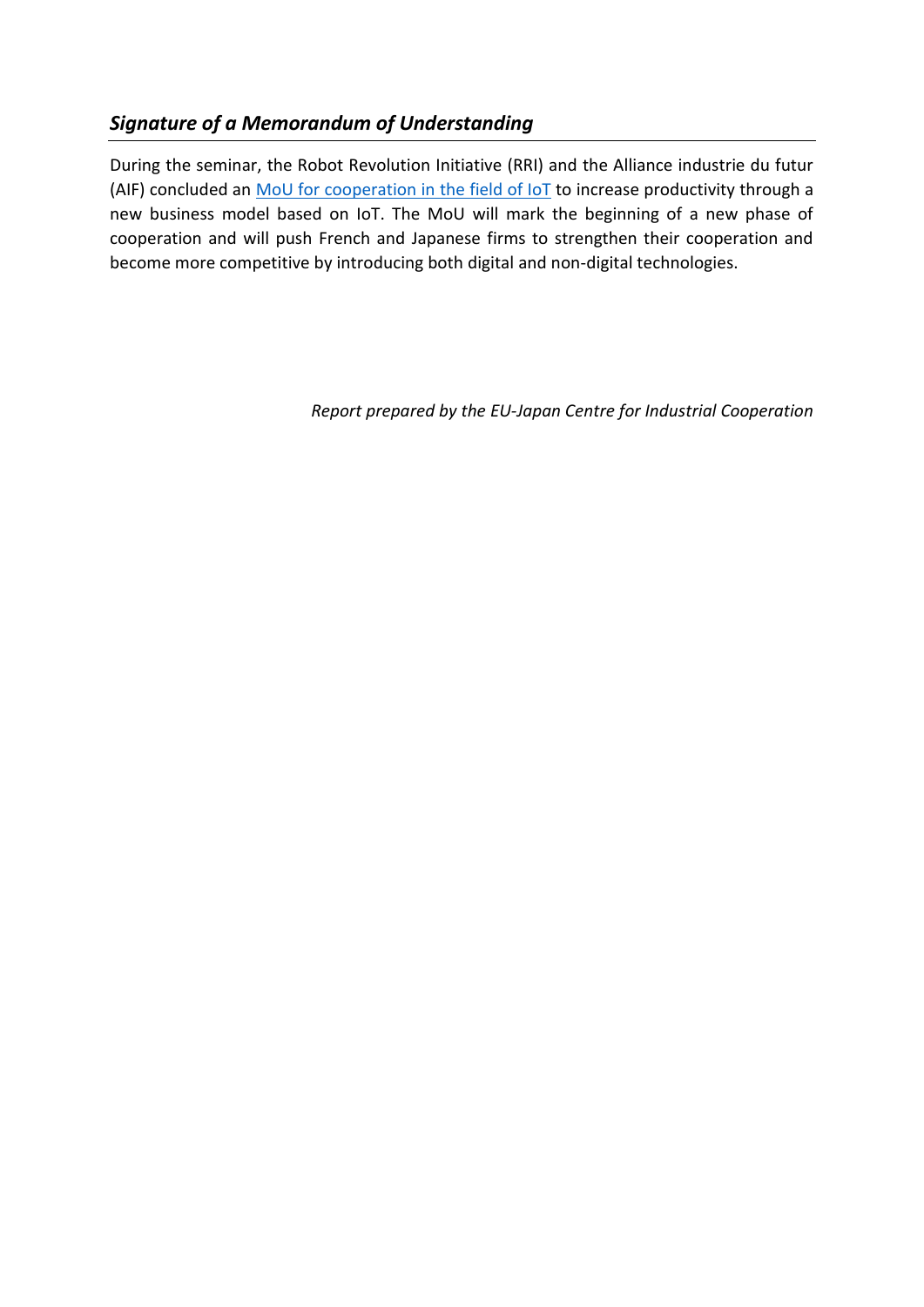## *Signature of a Memorandum of Understanding*

During the seminar, the Robot Revolution Initiative (RRI) and the Alliance industrie du futur (AIF) concluded an MoU for cooperation in the field of IoT to increase productivity through a new business model based on IoT. The MoU will mark the beginning of a new phase of cooperation and will push French and Japanese firms to strengthen their cooperation and become more competitive by introducing both digital and non-digital technologies.

*Report prepared by the EU-Japan Centre for Industrial Cooperation*